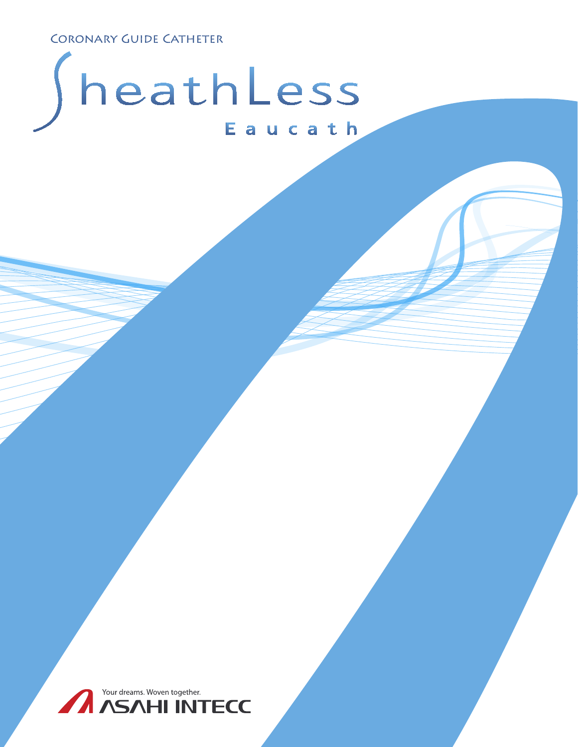Coronary Guide Catheter

# SheathLess

## Eaucath

Your dreams. Woven together.

ASAHI INTECC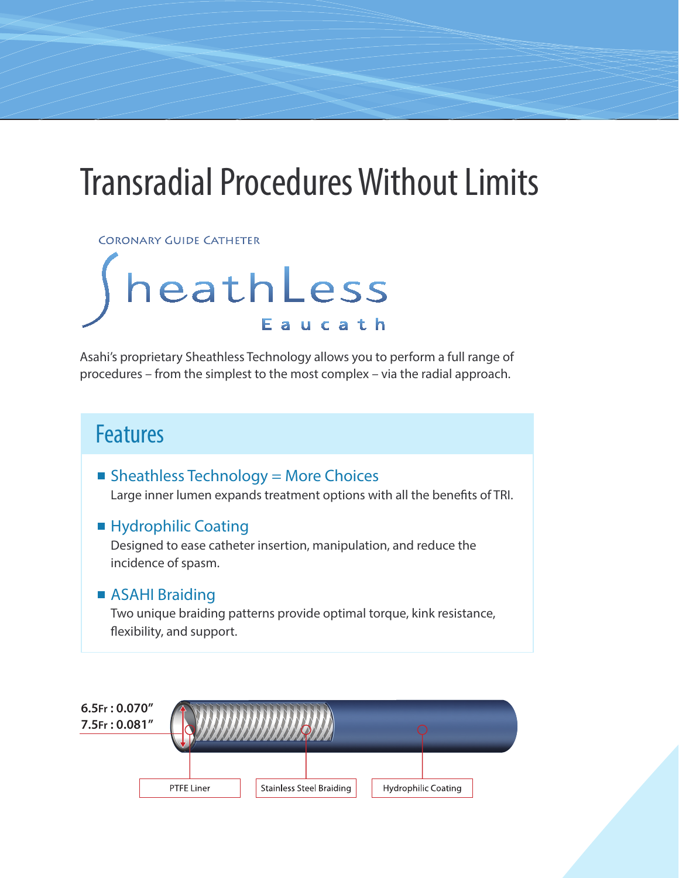# Transradial Procedures Without Limits

CORONARY GUIDE CATHETER

## SheathLess

Eaucath

Asahi's proprietary Sheathless Technology allows you to perform a full range of procedures – from the simplest to the most complex – via the radial approach.

## Features

- **Sheathless Technology = More Choices**
  Large inner lumen expands treatment options with all the benefits of TRI.

- **Hydrophilic Coating**
  Designed to ease catheter insertion, manipulation, and reduce the incidence of spasm.

- **ASAHI Braiding**
  Two unique braiding patterns provide optimal torque, kink resistance, flexibility, and support.

6.5Fr : 0.070"
7.5Fr : 0.081"

PTFE Liner

Stainless Steel Braiding

Hydrophilic Coating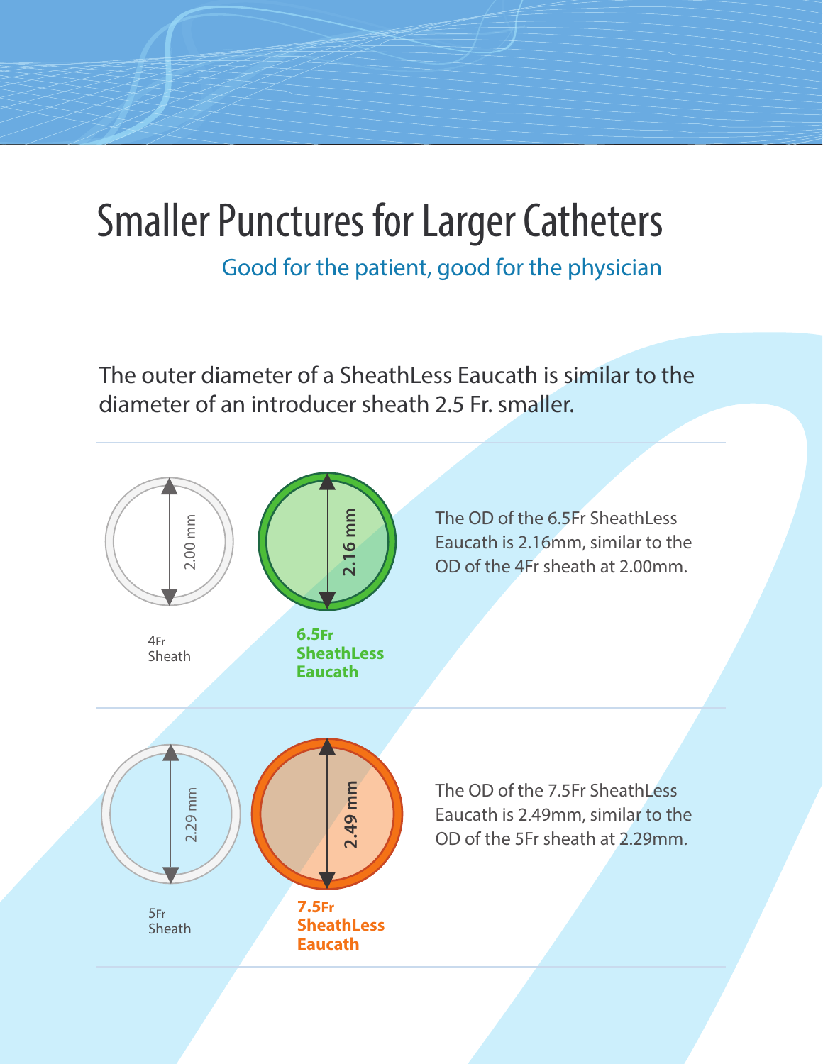# Smaller Punctures for Larger Catheters

Good for the patient, good for the physician

The outer diameter of a SheathLess Eaucath is similar to the diameter of an introducer sheath 2.5 Fr. smaller.

2.00 mm

4Fr Sheath

2.16 mm

**6.5Fr SheathLess Eaucath**

The OD of the 6.5Fr SheathLess Eaucath is 2.16mm, similar to the OD of the 4Fr sheath at 2.00mm.

2.29 mm

5Fr Sheath

2.49 mm

**7.5Fr SheathLess Eaucath**

The OD of the 7.5Fr SheathLess Eaucath is 2.49mm, similar to the OD of the 5Fr sheath at 2.29mm.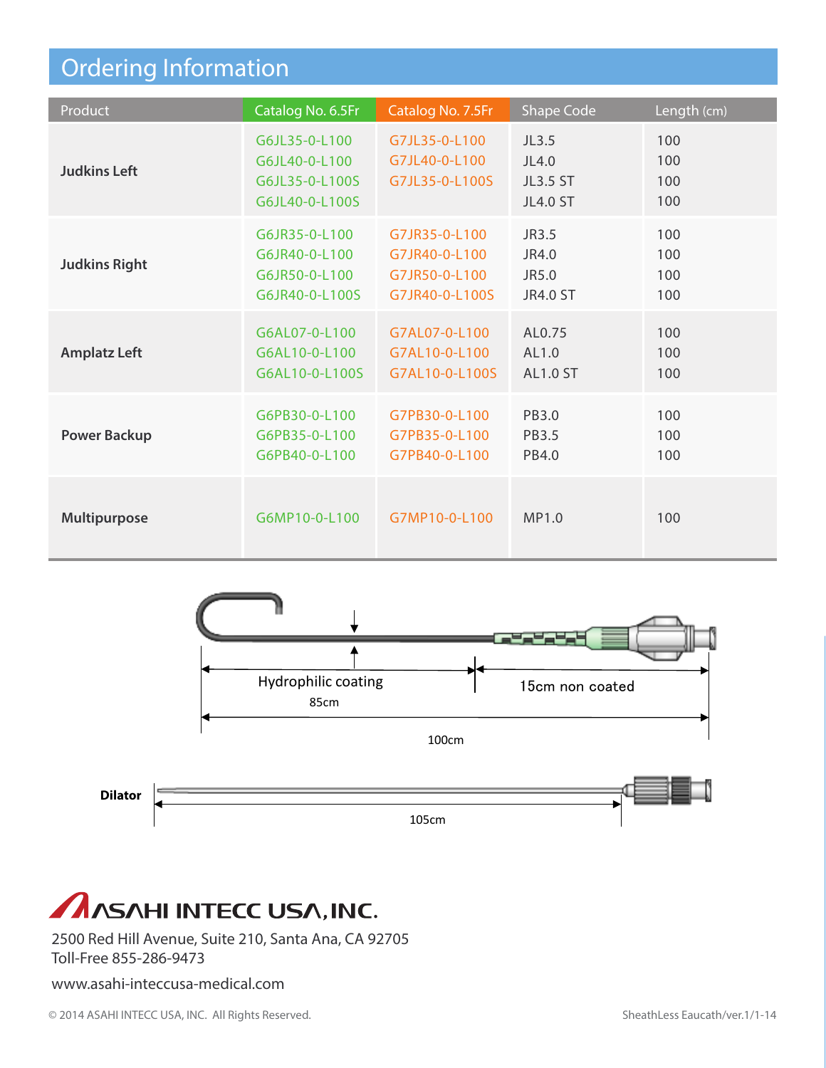## Ordering Information

| Product | Catalog No. 6.5Fr | Catalog No. 7.5Fr | Shape Code | Length (cm) |
|---|---|---|---|---|
| **Judkins Left** | G6JL35-0-L100<br>G6JL40-0-L100<br>G6JL35-0-L100S<br>G6JL40-0-L100S | G7JL35-0-L100<br>G7JL40-0-L100<br>G7JL35-0-L100S | JL3.5<br>JL4.0<br>JL3.5 ST<br>JL4.0 ST | 100<br>100<br>100<br>100 |
| **Judkins Right** | G6JR35-0-L100<br>G6JR40-0-L100<br>G6JR50-0-L100<br>G6JR40-0-L100S | G7JR35-0-L100<br>G7JR40-0-L100<br>G7JR50-0-L100<br>G7JR40-0-L100S | JR3.5<br>JR4.0<br>JR5.0<br>JR4.0 ST | 100<br>100<br>100<br>100 |
| **Amplatz Left** | G6AL07-0-L100<br>G6AL10-0-L100<br>G6AL10-0-L100S | G7AL07-0-L100<br>G7AL10-0-L100<br>G7AL10-0-L100S | AL0.75<br>AL1.0<br>AL1.0 ST | 100<br>100<br>100 |
| **Power Backup** | G6PB30-0-L100<br>G6PB35-0-L100<br>G6PB40-0-L100 | G7PB30-0-L100<br>G7PB35-0-L100<br>G7PB40-0-L100 | PB3.0<br>PB3.5<br>PB4.0 | 100<br>100<br>100 |
| **Multipurpose** | G6MP10-0-L100 | G7MP10-0-L100 | MP1.0 | 100 |

Hydrophilic coating
85cm
15cm non coated
100cm

**Dilator**
105cm

**ASAHI INTECC USA, INC.**

2500 Red Hill Avenue, Suite 210, Santa Ana, CA 92705
Toll-Free 855-286-9473

www.asahi-inteccusa-medical.com

© 2014 ASAHI INTECC USA, INC. All Rights Reserved.

SheathLess Eaucath/ver.1/1-14